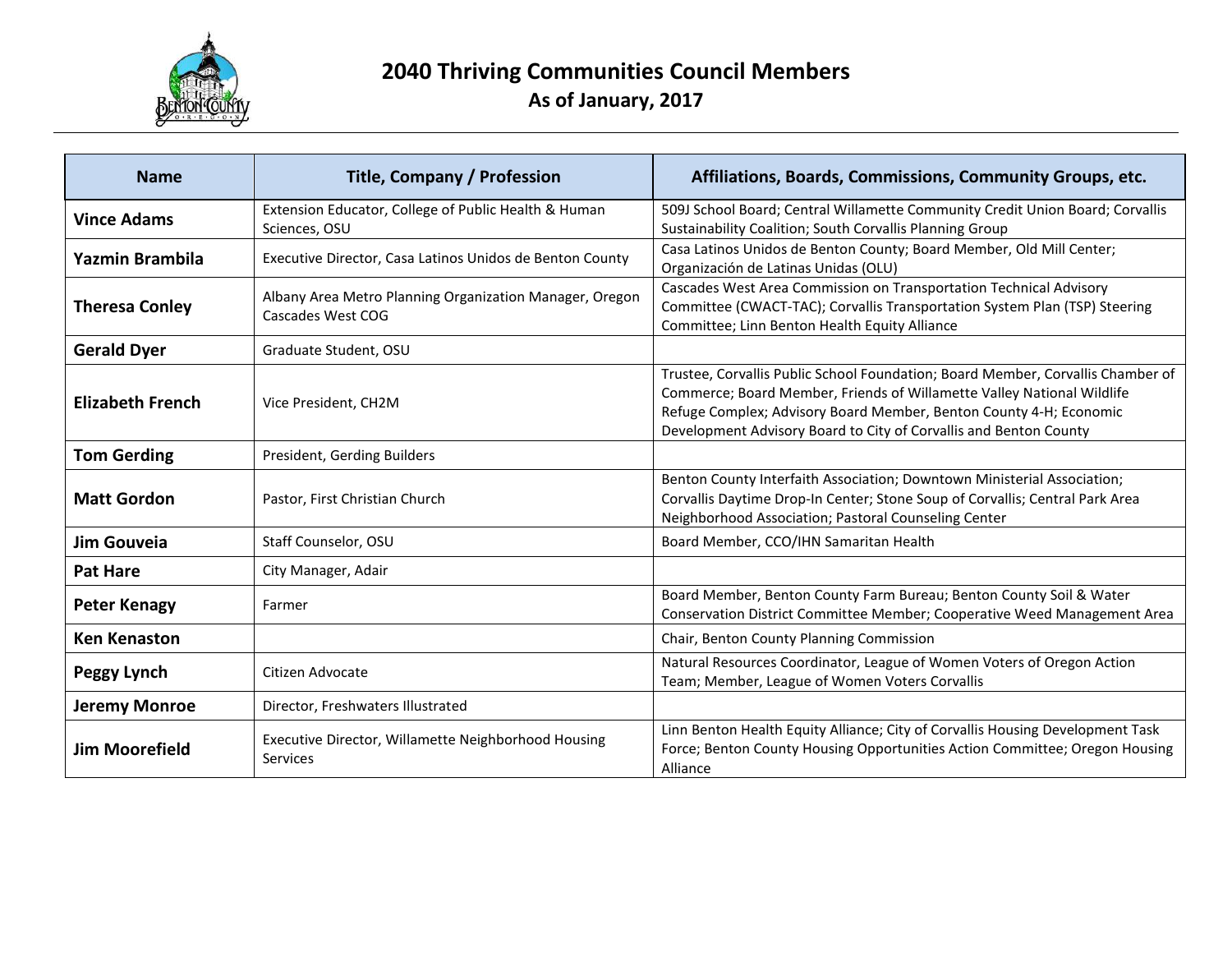# 2040 Thriving Communities Council Members

## As of January, 2017

| Name | Title, Company / Profession | Affiliations, Boards, Commissions, Community Groups, etc. |
|---|---|---|
| **Vince Adams** | Extension Educator, College of Public Health & Human Sciences, OSU | 509J School Board; Central Willamette Community Credit Union Board; Corvallis Sustainability Coalition; South Corvallis Planning Group |
| **Yazmin Brambila** | Executive Director, Casa Latinos Unidos de Benton County | Casa Latinos Unidos de Benton County; Board Member, Old Mill Center; Organización de Latinas Unidas (OLU) |
| **Theresa Conley** | Albany Area Metro Planning Organization Manager, Oregon Cascades West COG | Cascades West Area Commission on Transportation Technical Advisory Committee (CWACT-TAC); Corvallis Transportation System Plan (TSP) Steering Committee; Linn Benton Health Equity Alliance |
| **Gerald Dyer** | Graduate Student, OSU | |
| **Elizabeth French** | Vice President, CH2M | Trustee, Corvallis Public School Foundation; Board Member, Corvallis Chamber of Commerce; Board Member, Friends of Willamette Valley National Wildlife Refuge Complex; Advisory Board Member, Benton County 4-H; Economic Development Advisory Board to City of Corvallis and Benton County |
| **Tom Gerding** | President, Gerding Builders | |
| **Matt Gordon** | Pastor, First Christian Church | Benton County Interfaith Association; Downtown Ministerial Association; Corvallis Daytime Drop-In Center; Stone Soup of Corvallis; Central Park Area Neighborhood Association; Pastoral Counseling Center |
| **Jim Gouveia** | Staff Counselor, OSU | Board Member, CCO/IHN Samaritan Health |
| **Pat Hare** | City Manager, Adair | |
| **Peter Kenagy** | Farmer | Board Member, Benton County Farm Bureau; Benton County Soil & Water Conservation District Committee Member; Cooperative Weed Management Area |
| **Ken Kenaston** | | Chair, Benton County Planning Commission |
| **Peggy Lynch** | Citizen Advocate | Natural Resources Coordinator, League of Women Voters of Oregon Action Team; Member, League of Women Voters Corvallis |
| **Jeremy Monroe** | Director, Freshwaters Illustrated | |
| **Jim Moorefield** | Executive Director, Willamette Neighborhood Housing Services | Linn Benton Health Equity Alliance; City of Corvallis Housing Development Task Force; Benton County Housing Opportunities Action Committee; Oregon Housing Alliance |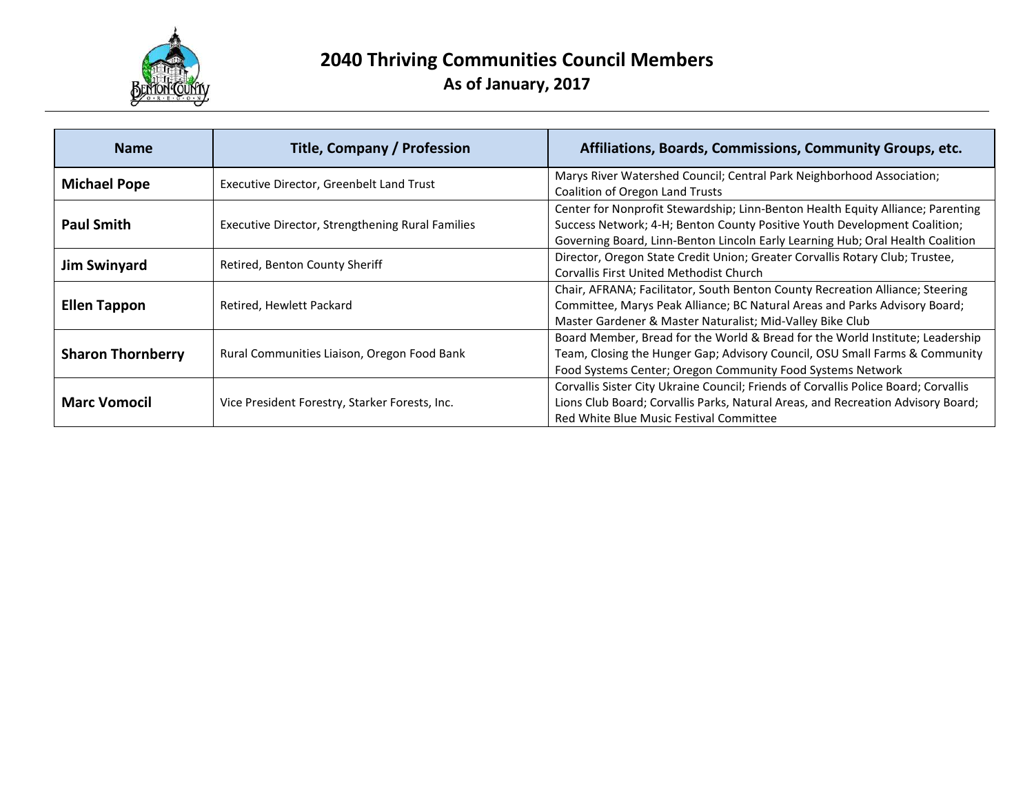# 2040 Thriving Communities Council Members

## As of January, 2017

| Name | Title, Company / Profession | Affiliations, Boards, Commissions, Community Groups, etc. |
|---|---|---|
| **Michael Pope** | Executive Director, Greenbelt Land Trust | Marys River Watershed Council; Central Park Neighborhood Association; Coalition of Oregon Land Trusts |
| **Paul Smith** | Executive Director, Strengthening Rural Families | Center for Nonprofit Stewardship; Linn-Benton Health Equity Alliance; Parenting Success Network; 4-H; Benton County Positive Youth Development Coalition; Governing Board, Linn-Benton Lincoln Early Learning Hub; Oral Health Coalition |
| **Jim Swinyard** | Retired, Benton County Sheriff | Director, Oregon State Credit Union; Greater Corvallis Rotary Club; Trustee, Corvallis First United Methodist Church |
| **Ellen Tappon** | Retired, Hewlett Packard | Chair, AFRANA; Facilitator, South Benton County Recreation Alliance; Steering Committee, Marys Peak Alliance; BC Natural Areas and Parks Advisory Board; Master Gardener & Master Naturalist; Mid-Valley Bike Club |
| **Sharon Thornberry** | Rural Communities Liaison, Oregon Food Bank | Board Member, Bread for the World & Bread for the World Institute; Leadership Team, Closing the Hunger Gap; Advisory Council, OSU Small Farms & Community Food Systems Center; Oregon Community Food Systems Network |
| **Marc Vomocil** | Vice President Forestry, Starker Forests, Inc. | Corvallis Sister City Ukraine Council; Friends of Corvallis Police Board; Corvallis Lions Club Board; Corvallis Parks, Natural Areas, and Recreation Advisory Board; Red White Blue Music Festival Committee |